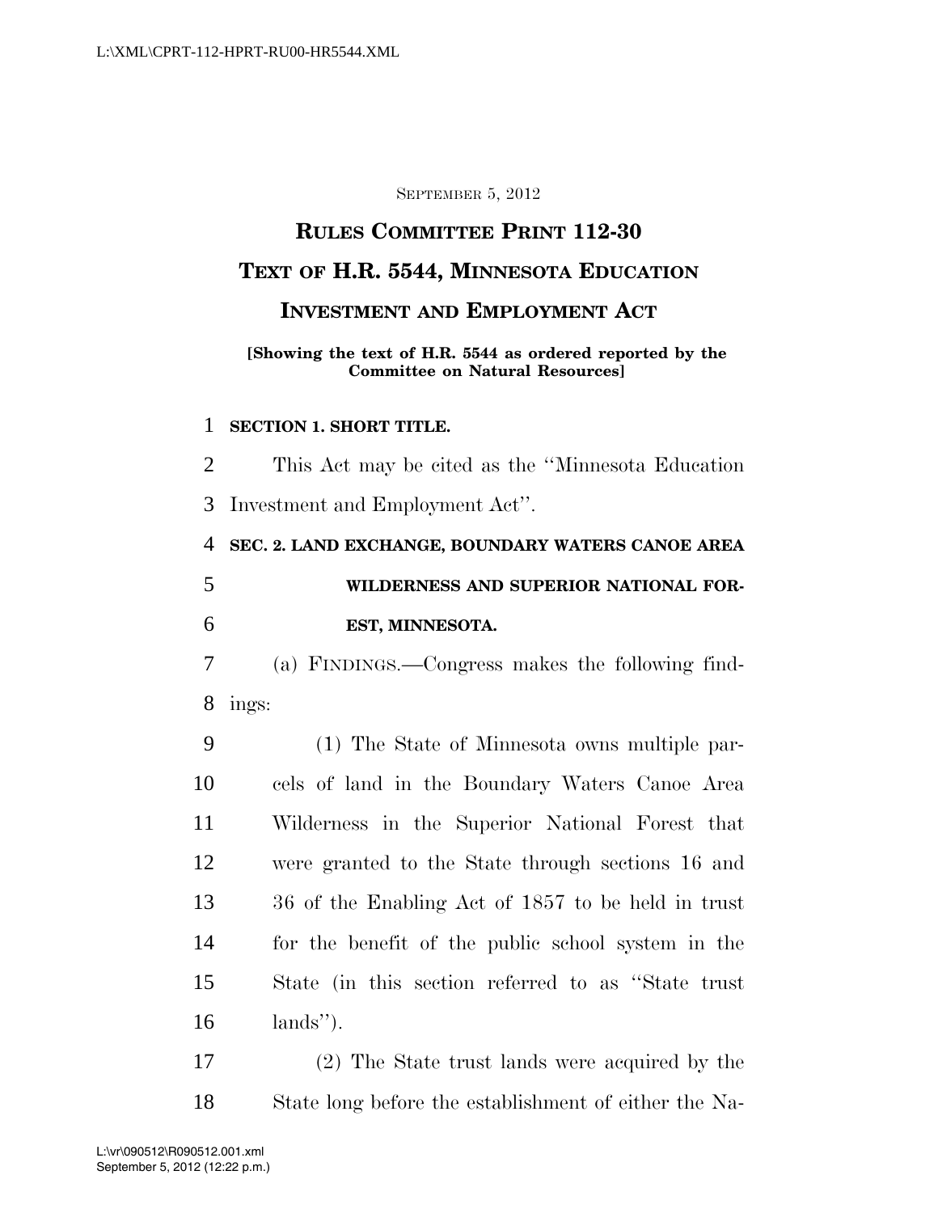SEPTEMBER 5, 2012

# RULES COMMITTEE PRINT 112-30

# TEXT OF H.R. 5544, MINNESOTA EDUCATION INVESTMENT AND EMPLOYMENT ACT

**[Showing the text of H.R. 5544 as ordered reported by the Committee on Natural Resources]**

**SECTION 1. SHORT TITLE.**

This Act may be cited as the ''Minnesota Education Investment and Employment Act''.

**SEC. 2. LAND EXCHANGE, BOUNDARY WATERS CANOE AREA WILDERNESS AND SUPERIOR NATIONAL FOREST, MINNESOTA.**

(a) FINDINGS.—Congress makes the following findings:

(1) The State of Minnesota owns multiple parcels of land in the Boundary Waters Canoe Area Wilderness in the Superior National Forest that were granted to the State through sections 16 and 36 of the Enabling Act of 1857 to be held in trust for the benefit of the public school system in the State (in this section referred to as ''State trust lands'').

(2) The State trust lands were acquired by the State long before the establishment of either the Na-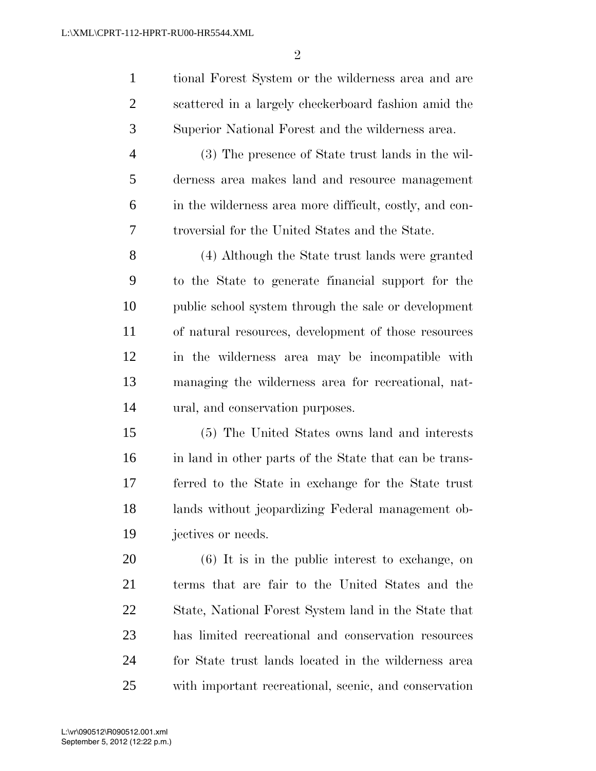tional Forest System or the wilderness area and are scattered in a largely checkerboard fashion amid the Superior National Forest and the wilderness area.

(3) The presence of State trust lands in the wilderness area makes land and resource management in the wilderness area more difficult, costly, and controversial for the United States and the State.

(4) Although the State trust lands were granted to the State to generate financial support for the public school system through the sale or development of natural resources, development of those resources in the wilderness area may be incompatible with managing the wilderness area for recreational, natural, and conservation purposes.

(5) The United States owns land and interests in land in other parts of the State that can be transferred to the State in exchange for the State trust lands without jeopardizing Federal management objectives or needs.

(6) It is in the public interest to exchange, on terms that are fair to the United States and the State, National Forest System land in the State that has limited recreational and conservation resources for State trust lands located in the wilderness area with important recreational, scenic, and conservation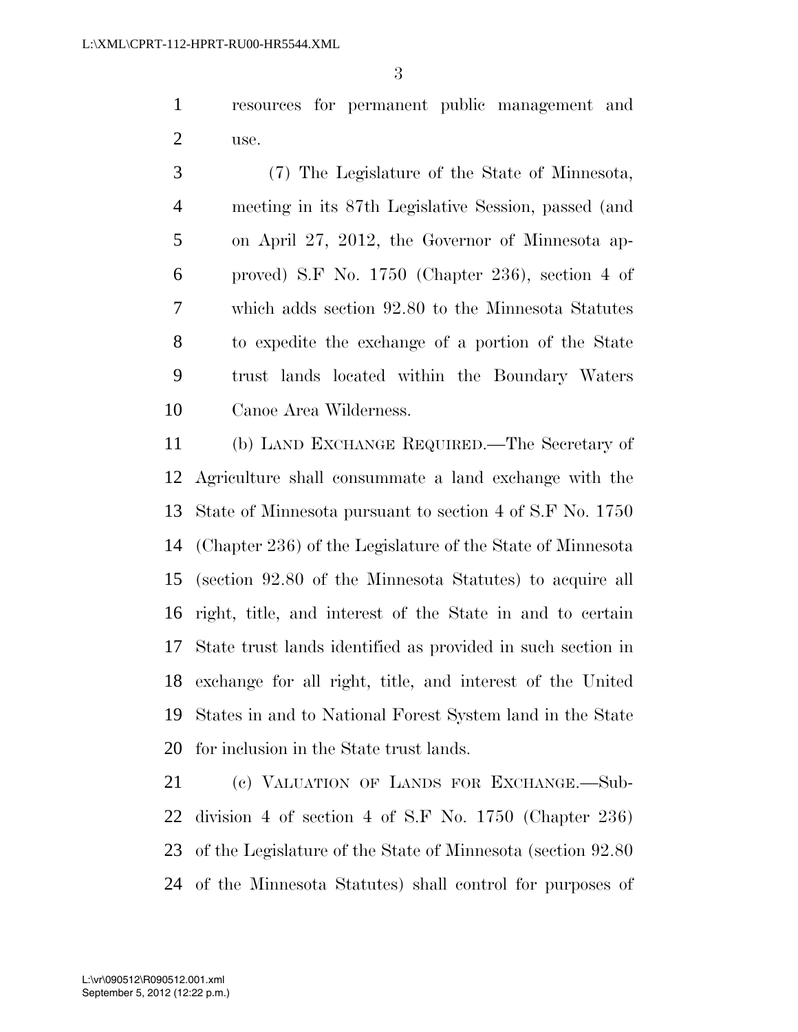resources for permanent public management and use.

(7) The Legislature of the State of Minnesota, meeting in its 87th Legislative Session, passed (and on April 27, 2012, the Governor of Minnesota approved) S.F No. 1750 (Chapter 236), section 4 of which adds section 92.80 to the Minnesota Statutes to expedite the exchange of a portion of the State trust lands located within the Boundary Waters Canoe Area Wilderness.

(b) LAND EXCHANGE REQUIRED.—The Secretary of Agriculture shall consummate a land exchange with the State of Minnesota pursuant to section 4 of S.F No. 1750 (Chapter 236) of the Legislature of the State of Minnesota (section 92.80 of the Minnesota Statutes) to acquire all right, title, and interest of the State in and to certain State trust lands identified as provided in such section in exchange for all right, title, and interest of the United States in and to National Forest System land in the State for inclusion in the State trust lands.

(c) VALUATION OF LANDS FOR EXCHANGE.—Subdivision 4 of section 4 of S.F No. 1750 (Chapter 236) of the Legislature of the State of Minnesota (section 92.80 of the Minnesota Statutes) shall control for purposes of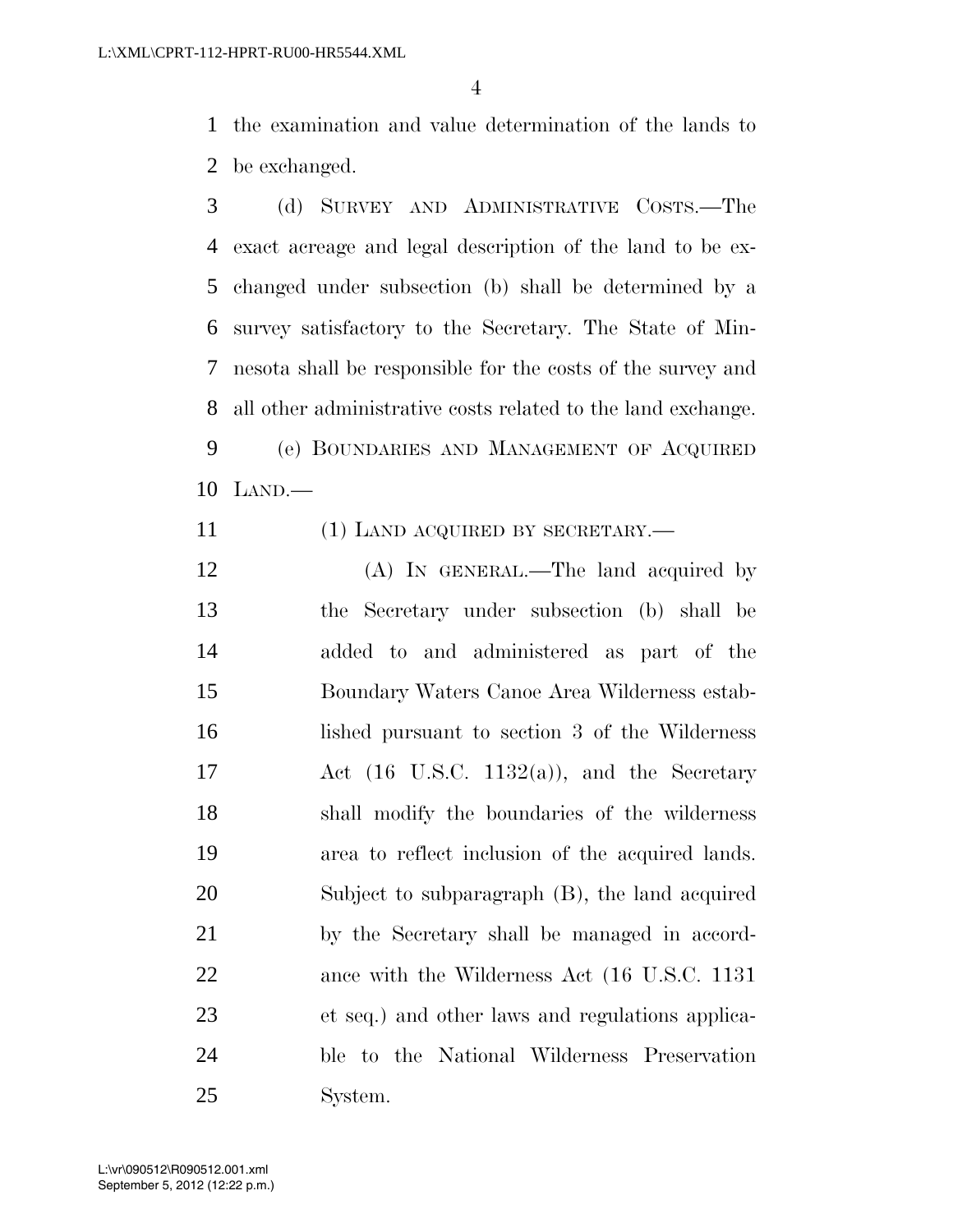the examination and value determination of the lands to be exchanged.

(d) SURVEY AND ADMINISTRATIVE COSTS.—The exact acreage and legal description of the land to be exchanged under subsection (b) shall be determined by a survey satisfactory to the Secretary. The State of Minnesota shall be responsible for the costs of the survey and all other administrative costs related to the land exchange.

(e) BOUNDARIES AND MANAGEMENT OF ACQUIRED LAND.—

(1) LAND ACQUIRED BY SECRETARY.—

(A) IN GENERAL.—The land acquired by the Secretary under subsection (b) shall be added to and administered as part of the Boundary Waters Canoe Area Wilderness established pursuant to section 3 of the Wilderness Act (16 U.S.C. 1132(a)), and the Secretary shall modify the boundaries of the wilderness area to reflect inclusion of the acquired lands. Subject to subparagraph (B), the land acquired by the Secretary shall be managed in accordance with the Wilderness Act (16 U.S.C. 1131 et seq.) and other laws and regulations applicable to the National Wilderness Preservation System.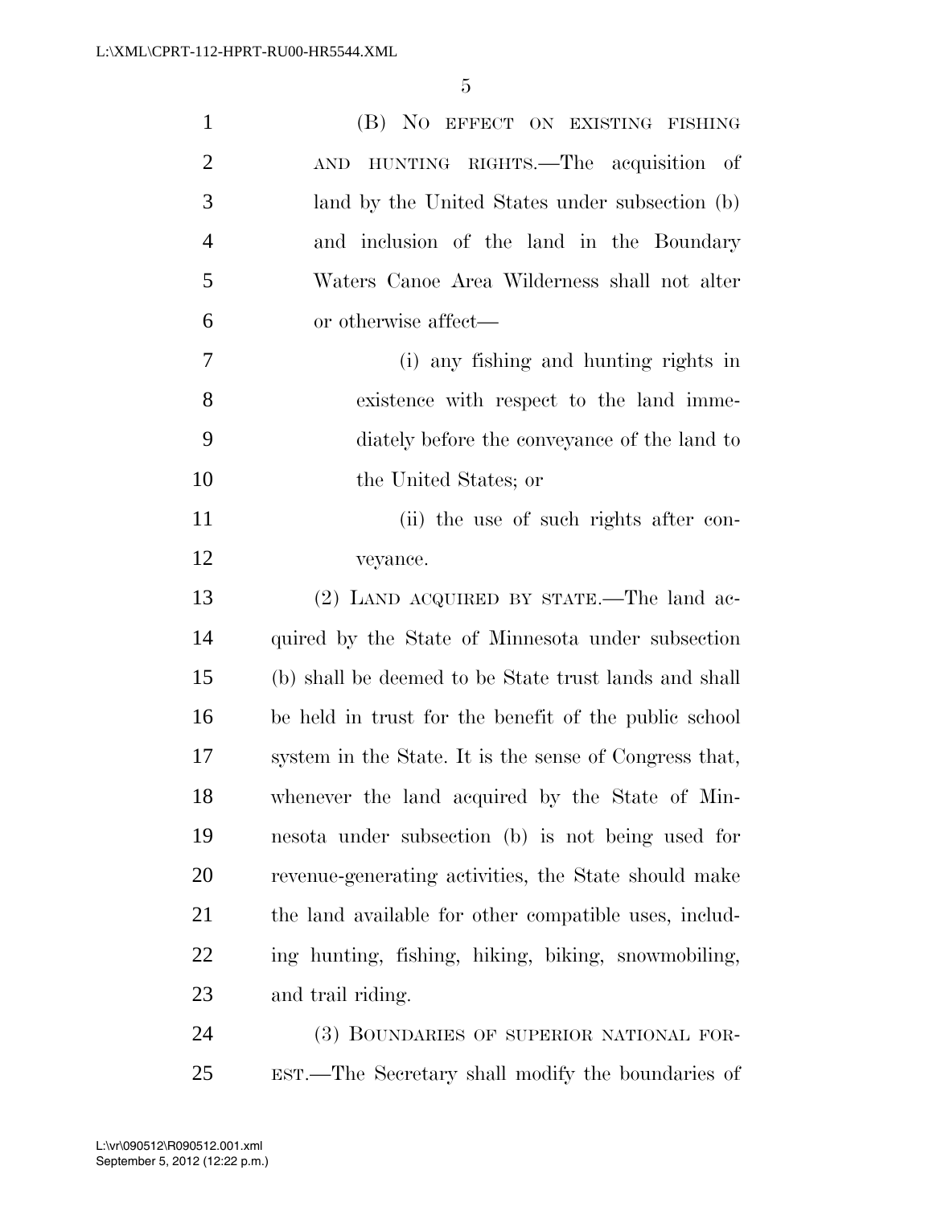(B) NO EFFECT ON EXISTING FISHING AND HUNTING RIGHTS.—The acquisition of land by the United States under subsection (b) and inclusion of the land in the Boundary Waters Canoe Area Wilderness shall not alter or otherwise affect—

(i) any fishing and hunting rights in existence with respect to the land immediately before the conveyance of the land to the United States; or

(ii) the use of such rights after conveyance.

(2) LAND ACQUIRED BY STATE.—The land acquired by the State of Minnesota under subsection (b) shall be deemed to be State trust lands and shall be held in trust for the benefit of the public school system in the State. It is the sense of Congress that, whenever the land acquired by the State of Minnesota under subsection (b) is not being used for revenue-generating activities, the State should make the land available for other compatible uses, including hunting, fishing, hiking, biking, snowmobiling, and trail riding.

(3) BOUNDARIES OF SUPERIOR NATIONAL FOREST.—The Secretary shall modify the boundaries of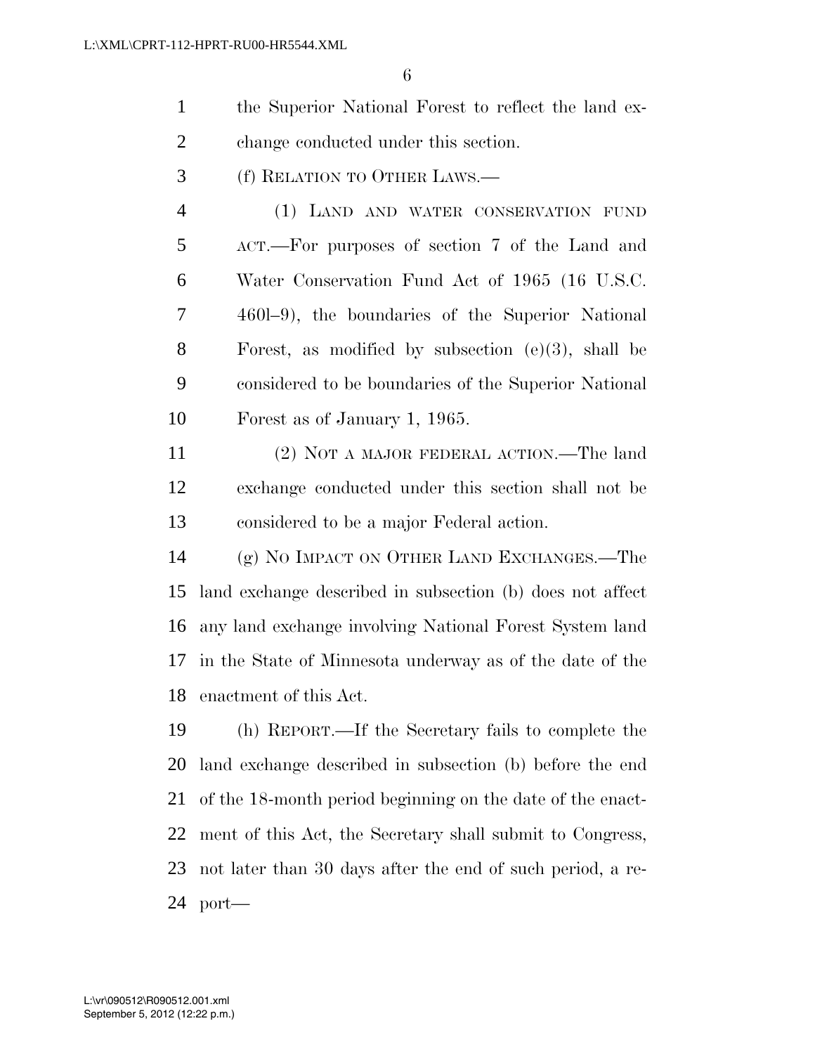the Superior National Forest to reflect the land exchange conducted under this section.

(f) RELATION TO OTHER LAWS.—

(1) LAND AND WATER CONSERVATION FUND ACT.—For purposes of section 7 of the Land and Water Conservation Fund Act of 1965 (16 U.S.C. 460l–9), the boundaries of the Superior National Forest, as modified by subsection (e)(3), shall be considered to be boundaries of the Superior National Forest as of January 1, 1965.

(2) NOT A MAJOR FEDERAL ACTION.—The land exchange conducted under this section shall not be considered to be a major Federal action.

(g) NO IMPACT ON OTHER LAND EXCHANGES.—The land exchange described in subsection (b) does not affect any land exchange involving National Forest System land in the State of Minnesota underway as of the date of the enactment of this Act.

(h) REPORT.—If the Secretary fails to complete the land exchange described in subsection (b) before the end of the 18-month period beginning on the date of the enactment of this Act, the Secretary shall submit to Congress, not later than 30 days after the end of such period, a report—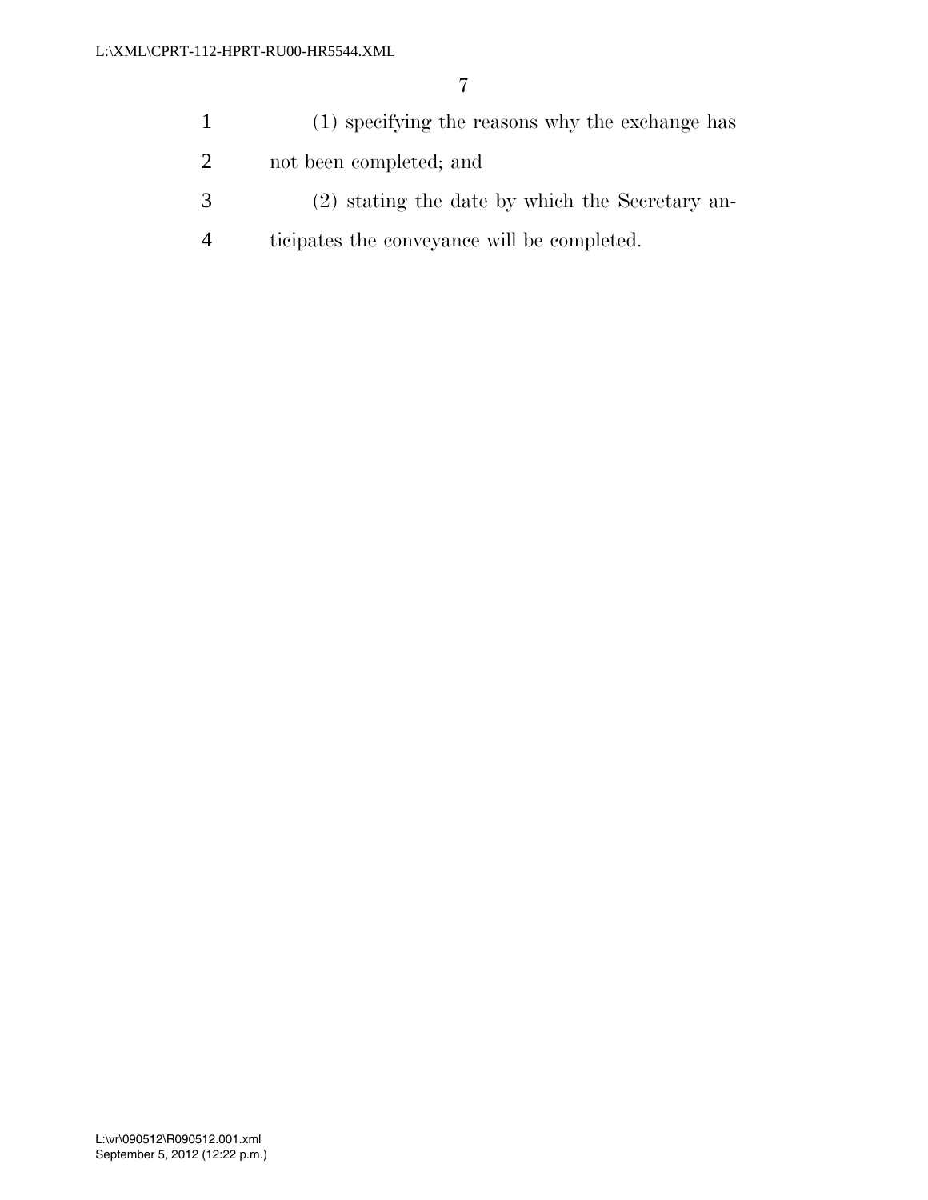(1) specifying the reasons why the exchange has not been completed; and

(2) stating the date by which the Secretary anticipates the conveyance will be completed.